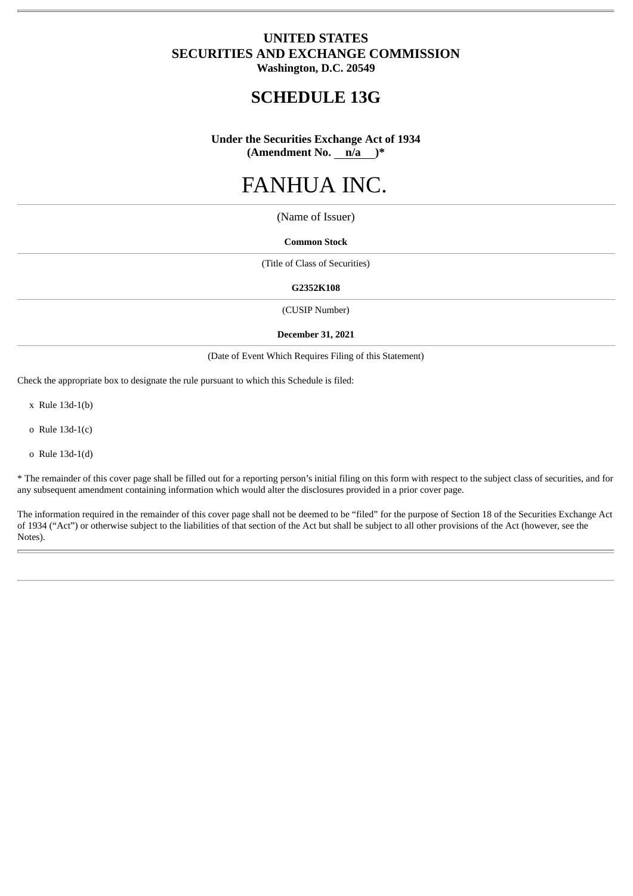**UNITED STATES**
**SECURITIES AND EXCHANGE COMMISSION**
**Washington, D.C. 20549**

# SCHEDULE 13G

**Under the Securities Exchange Act of 1934**
**(Amendment No. n/a )***

# FANHUA INC.

(Name of Issuer)

**Common Stock**

(Title of Class of Securities)

**G2352K108**

(CUSIP Number)

**December 31, 2021**

(Date of Event Which Requires Filing of this Statement)

Check the appropriate box to designate the rule pursuant to which this Schedule is filed:

x Rule 13d-1(b)

o Rule 13d-1(c)

o Rule 13d-1(d)

* The remainder of this cover page shall be filled out for a reporting person's initial filing on this form with respect to the subject class of securities, and for any subsequent amendment containing information which would alter the disclosures provided in a prior cover page.

The information required in the remainder of this cover page shall not be deemed to be "filed" for the purpose of Section 18 of the Securities Exchange Act of 1934 ("Act") or otherwise subject to the liabilities of that section of the Act but shall be subject to all other provisions of the Act (however, see the Notes).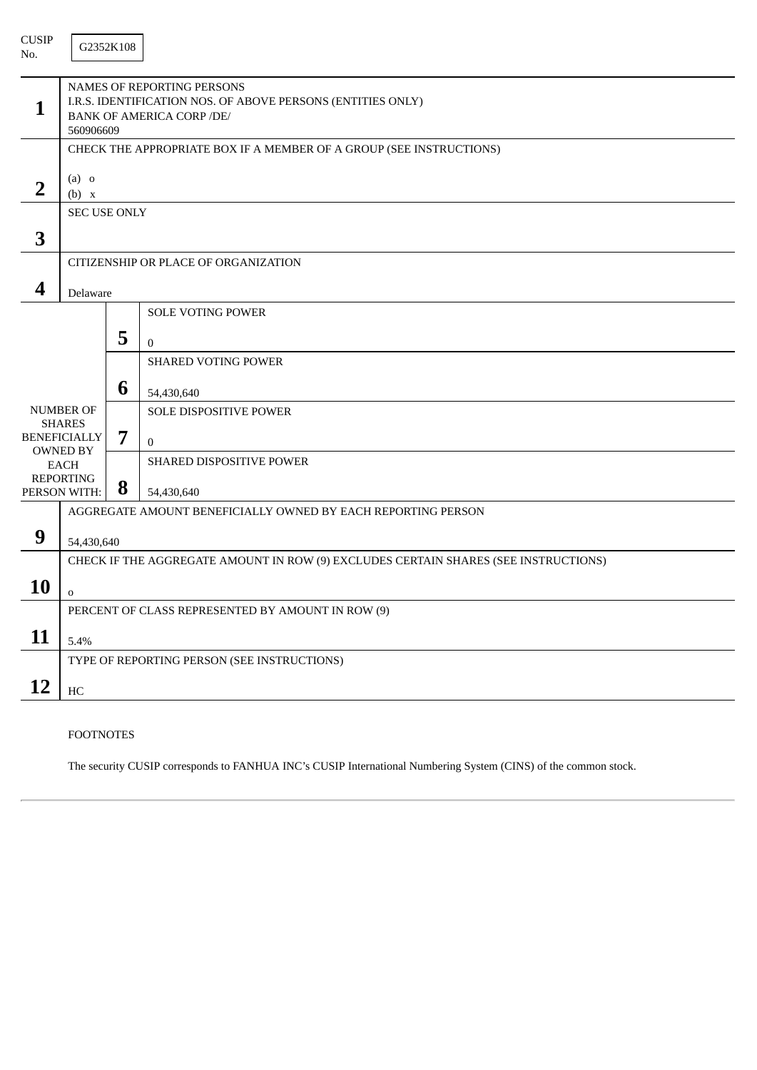CUSIP No. G2352K108

| | | | |
|---|---|---|---|
| **1** | NAMES OF REPORTING PERSONS<br>I.R.S. IDENTIFICATION NOS. OF ABOVE PERSONS (ENTITIES ONLY)<br>BANK OF AMERICA CORP /DE/<br>560906609 | | |
| **2** | CHECK THE APPROPRIATE BOX IF A MEMBER OF A GROUP (SEE INSTRUCTIONS)<br><br>(a) o<br>(b) x | | |
| **3** | SEC USE ONLY | | |
| **4** | CITIZENSHIP OR PLACE OF ORGANIZATION<br><br>Delaware | | |
| NUMBER OF SHARES BENEFICIALLY OWNED BY EACH REPORTING PERSON WITH: | **5** | SOLE VOTING POWER<br><br>0 | |
| | **6** | SHARED VOTING POWER<br><br>54,430,640 | |
| | **7** | SOLE DISPOSITIVE POWER<br><br>0 | |
| | **8** | SHARED DISPOSITIVE POWER<br><br>54,430,640 | |
| **9** | AGGREGATE AMOUNT BENEFICIALLY OWNED BY EACH REPORTING PERSON<br><br>54,430,640 | | |
| **10** | CHECK IF THE AGGREGATE AMOUNT IN ROW (9) EXCLUDES CERTAIN SHARES (SEE INSTRUCTIONS)<br><br>o | | |
| **11** | PERCENT OF CLASS REPRESENTED BY AMOUNT IN ROW (9)<br><br>5.4% | | |
| **12** | TYPE OF REPORTING PERSON (SEE INSTRUCTIONS)<br><br>HC | | |

FOOTNOTES

The security CUSIP corresponds to FANHUA INC's CUSIP International Numbering System (CINS) of the common stock.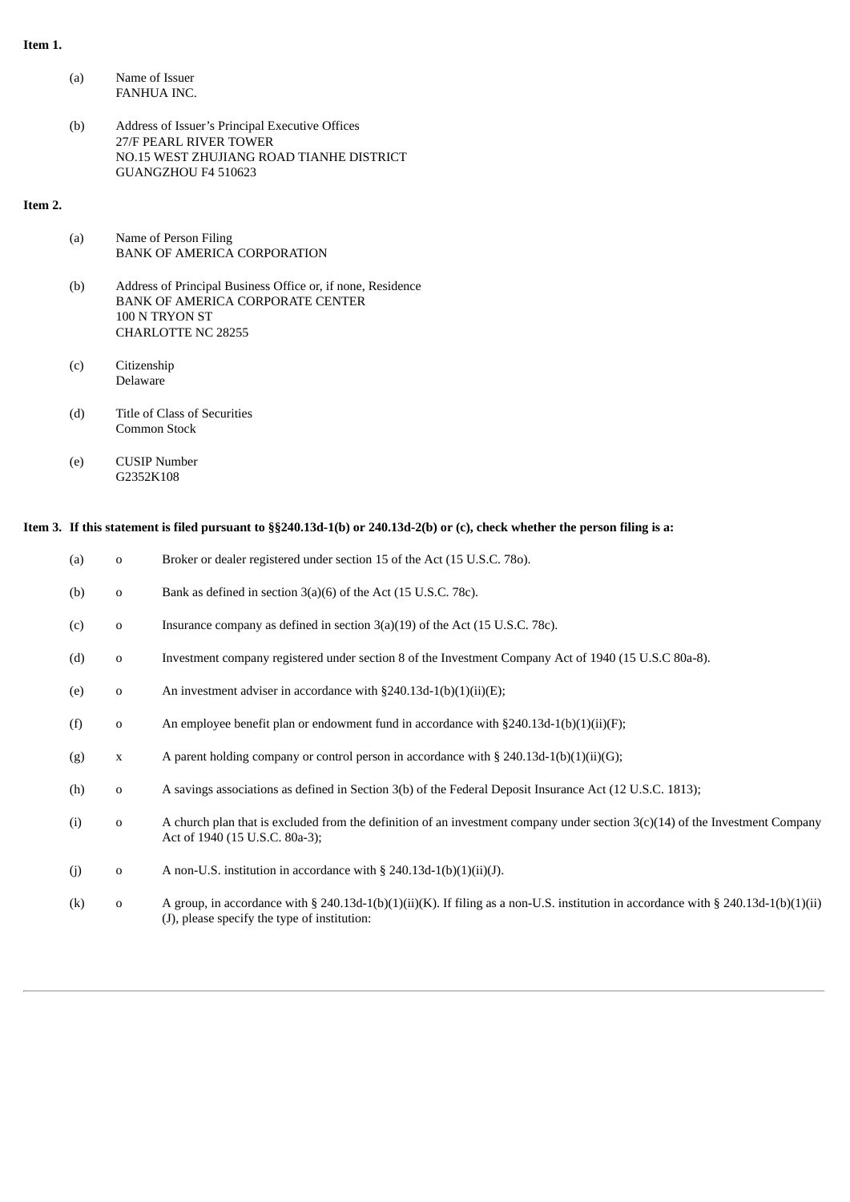**Item 1.**

(a) Name of Issuer
FANHUA INC.

(b) Address of Issuer's Principal Executive Offices
27/F PEARL RIVER TOWER
NO.15 WEST ZHUJIANG ROAD TIANHE DISTRICT
GUANGZHOU F4 510623

**Item 2.**

(a) Name of Person Filing
BANK OF AMERICA CORPORATION

(b) Address of Principal Business Office or, if none, Residence
BANK OF AMERICA CORPORATE CENTER
100 N TRYON ST
CHARLOTTE NC 28255

(c) Citizenship
Delaware

(d) Title of Class of Securities
Common Stock

(e) CUSIP Number
G2352K108

**Item 3. If this statement is filed pursuant to §§240.13d-1(b) or 240.13d-2(b) or (c), check whether the person filing is a:**

(a) o Broker or dealer registered under section 15 of the Act (15 U.S.C. 78o).

(b) o Bank as defined in section 3(a)(6) of the Act (15 U.S.C. 78c).

(c) o Insurance company as defined in section 3(a)(19) of the Act (15 U.S.C. 78c).

(d) o Investment company registered under section 8 of the Investment Company Act of 1940 (15 U.S.C 80a-8).

(e) o An investment adviser in accordance with §240.13d-1(b)(1)(ii)(E);

(f) o An employee benefit plan or endowment fund in accordance with §240.13d-1(b)(1)(ii)(F);

(g) x A parent holding company or control person in accordance with § 240.13d-1(b)(1)(ii)(G);

(h) o A savings associations as defined in Section 3(b) of the Federal Deposit Insurance Act (12 U.S.C. 1813);

(i) o A church plan that is excluded from the definition of an investment company under section 3(c)(14) of the Investment Company Act of 1940 (15 U.S.C. 80a-3);

(j) o A non-U.S. institution in accordance with § 240.13d-1(b)(1)(ii)(J).

(k) o A group, in accordance with § 240.13d-1(b)(1)(ii)(K). If filing as a non-U.S. institution in accordance with § 240.13d-1(b)(1)(ii)(J), please specify the type of institution: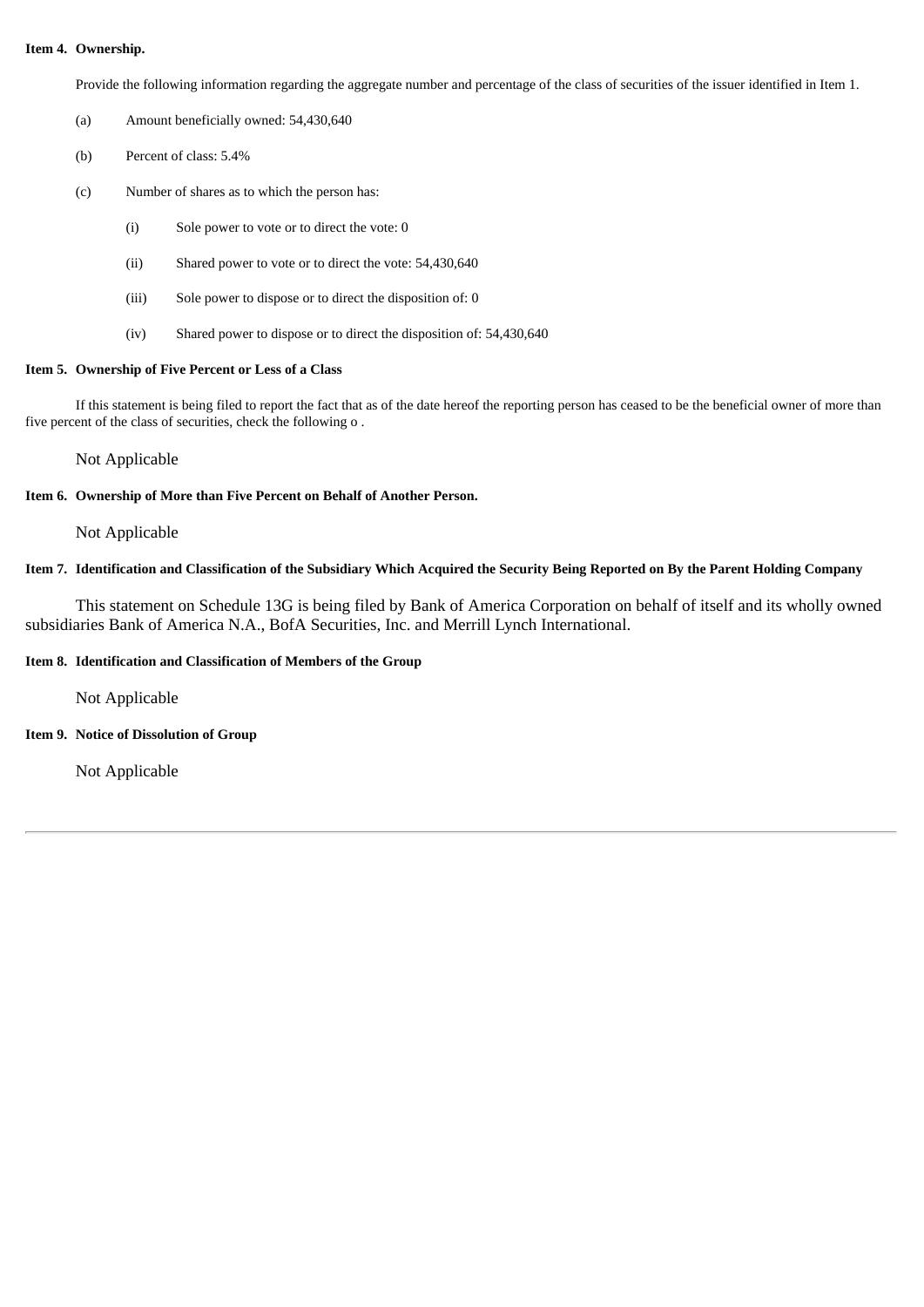**Item 4. Ownership.**

Provide the following information regarding the aggregate number and percentage of the class of securities of the issuer identified in Item 1.

(a) Amount beneficially owned: 54,430,640

(b) Percent of class: 5.4%

(c) Number of shares as to which the person has:

(i) Sole power to vote or to direct the vote: 0

(ii) Shared power to vote or to direct the vote: 54,430,640

(iii) Sole power to dispose or to direct the disposition of: 0

(iv) Shared power to dispose or to direct the disposition of: 54,430,640

**Item 5. Ownership of Five Percent or Less of a Class**

If this statement is being filed to report the fact that as of the date hereof the reporting person has ceased to be the beneficial owner of more than five percent of the class of securities, check the following o .

Not Applicable

**Item 6. Ownership of More than Five Percent on Behalf of Another Person.**

Not Applicable

**Item 7. Identification and Classification of the Subsidiary Which Acquired the Security Being Reported on By the Parent Holding Company**

This statement on Schedule 13G is being filed by Bank of America Corporation on behalf of itself and its wholly owned subsidiaries Bank of America N.A., BofA Securities, Inc. and Merrill Lynch International.

**Item 8. Identification and Classification of Members of the Group**

Not Applicable

**Item 9. Notice of Dissolution of Group**

Not Applicable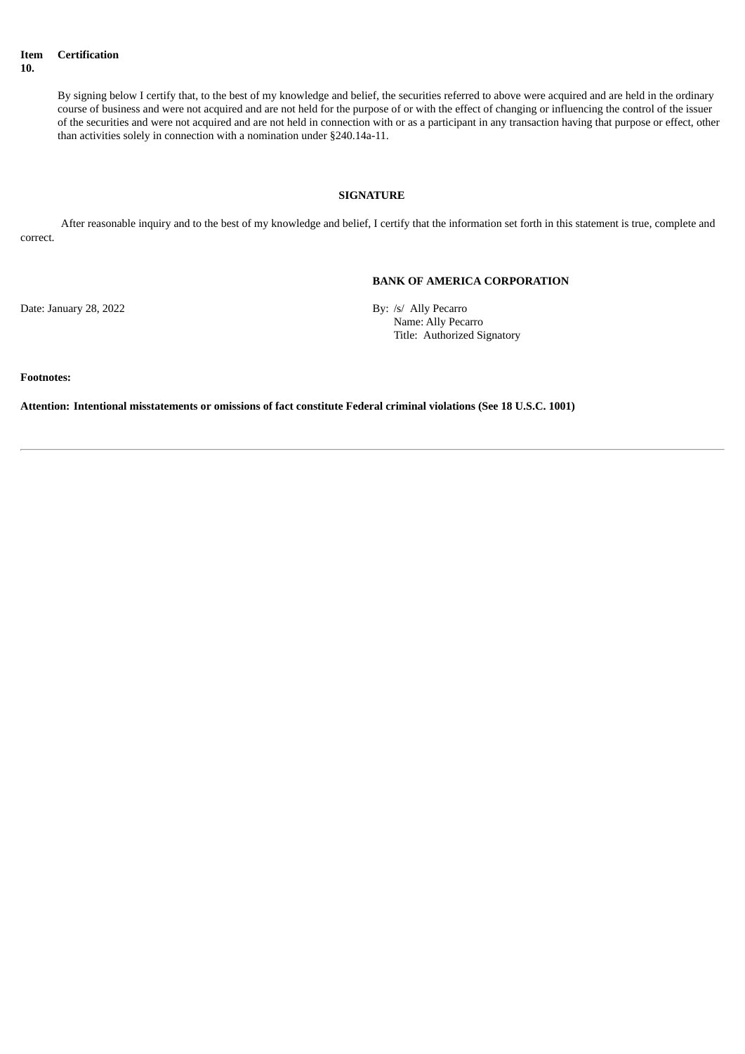**Item 10.** **Certification**

By signing below I certify that, to the best of my knowledge and belief, the securities referred to above were acquired and are held in the ordinary course of business and were not acquired and are not held for the purpose of or with the effect of changing or influencing the control of the issuer of the securities and were not acquired and are not held in connection with or as a participant in any transaction having that purpose or effect, other than activities solely in connection with a nomination under §240.14a-11.

**SIGNATURE**

After reasonable inquiry and to the best of my knowledge and belief, I certify that the information set forth in this statement is true, complete and correct.

**BANK OF AMERICA CORPORATION**

Date: January 28, 2022

By: /s/ Ally Pecarro
Name: Ally Pecarro
Title: Authorized Signatory

**Footnotes:**

**Attention: Intentional misstatements or omissions of fact constitute Federal criminal violations (See 18 U.S.C. 1001)**